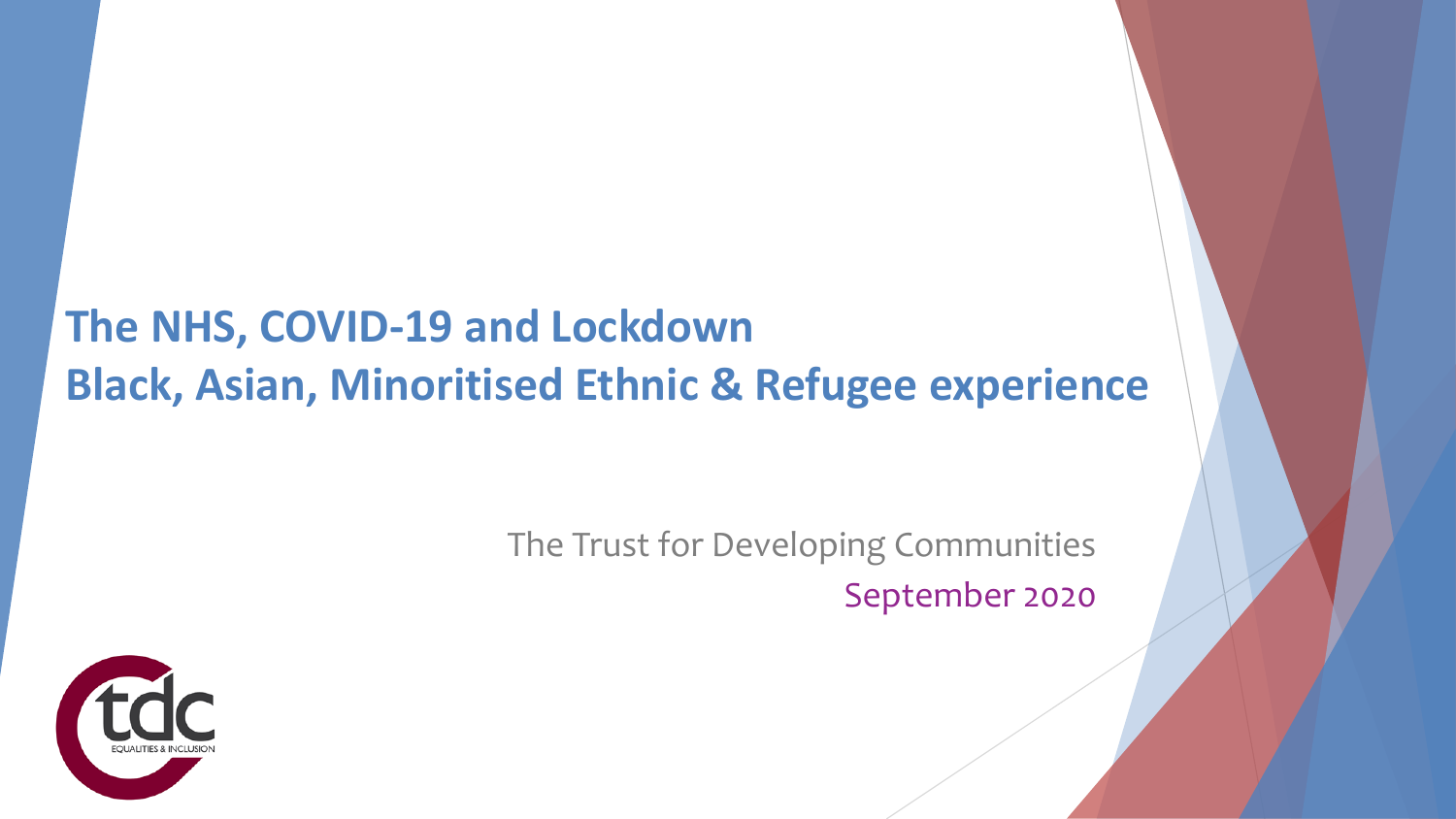# The NHS, COVID-19 and Lockdown
# Black, Asian, Minoritised Ethnic & Refugee experience

The Trust for Developing Communities

September 2020

tdc EQUALITIES & INCLUSION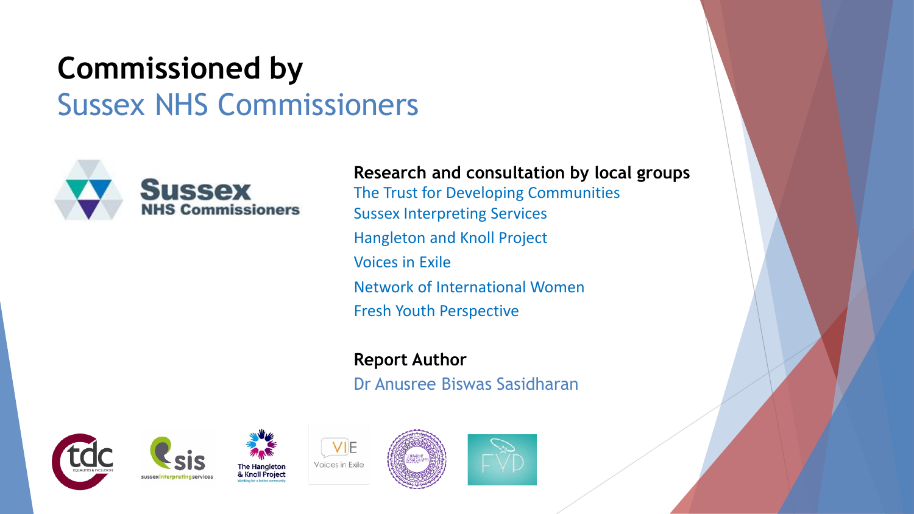# Commissioned by

## Sussex NHS Commissioners

**Research and consultation by local groups**

The Trust for Developing Communities

Sussex Interpreting Services

Hangleton and Knoll Project

Voices in Exile

Network of International Women

Fresh Youth Perspective

**Report Author**

Dr Anusree Biswas Sasidharan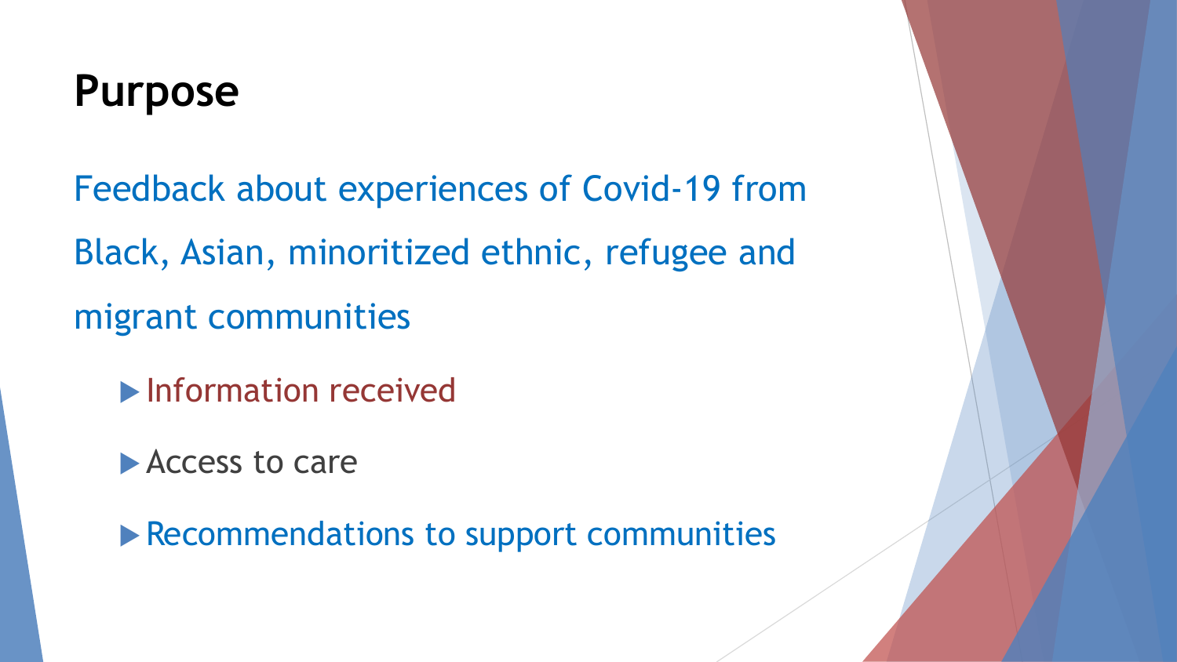# Purpose

Feedback about experiences of Covid-19 from Black, Asian, minoritized ethnic, refugee and migrant communities

- Information received
- Access to care
- Recommendations to support communities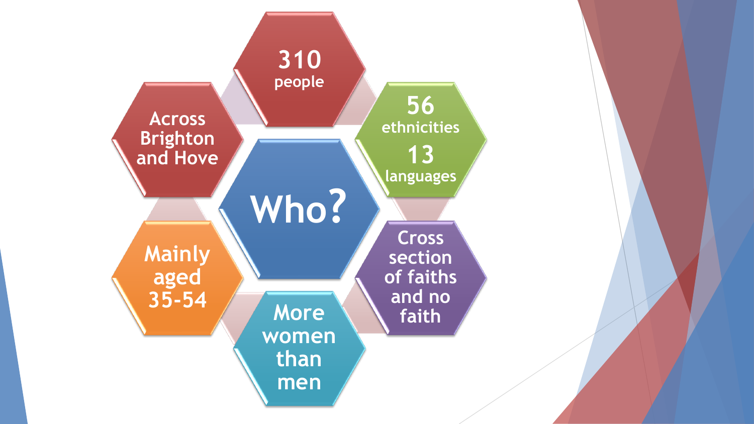# Who?

- **310** people
- **56** ethnicities, **13** languages
- Cross section of faiths and no faith
- More women than men
- Mainly aged 35-54
- Across Brighton and Hove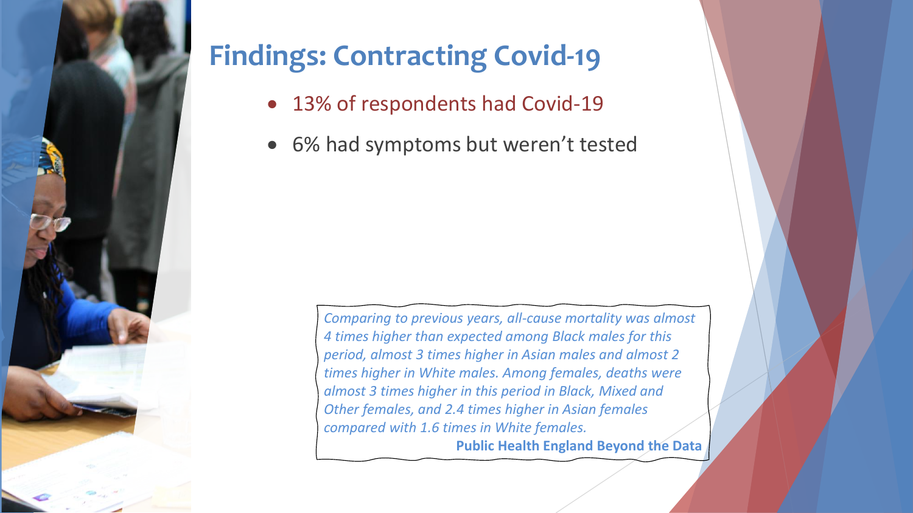# Findings: Contracting Covid-19

- 13% of respondents had Covid-19
- 6% had symptoms but weren't tested

*Comparing to previous years, all-cause mortality was almost 4 times higher than expected among Black males for this period, almost 3 times higher in Asian males and almost 2 times higher in White males. Among females, deaths were almost 3 times higher in this period in Black, Mixed and Other females, and 2.4 times higher in Asian females compared with 1.6 times in White females.*

**Public Health England Beyond the Data**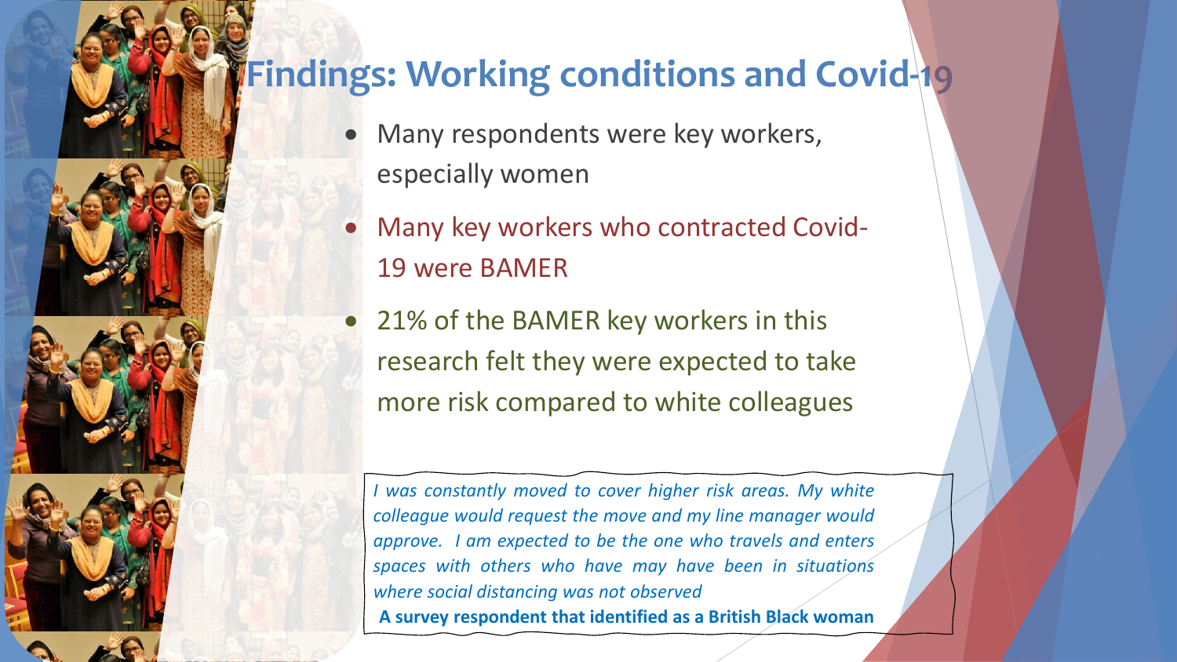# Findings: Working conditions and Covid-19

- Many respondents were key workers, especially women
- Many key workers who contracted Covid-19 were BAMER
- 21% of the BAMER key workers in this research felt they were expected to take more risk compared to white colleagues

*I was constantly moved to cover higher risk areas. My white colleague would request the move and my line manager would approve. I am expected to be the one who travels and enters spaces with others who have may have been in situations where social distancing was not observed*

**A survey respondent that identified as a British Black woman**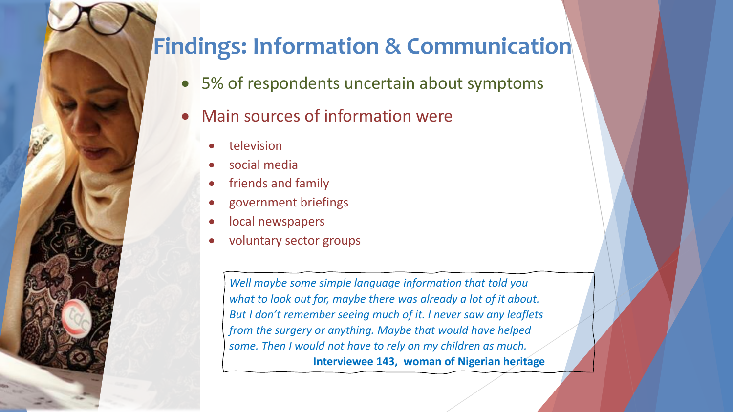# Findings: Information & Communication

- 5% of respondents uncertain about symptoms
- Main sources of information were
  - television
  - social media
  - friends and family
  - government briefings
  - local newspapers
  - voluntary sector groups

> *Well maybe some simple language information that told you what to look out for, maybe there was already a lot of it about. But I don't remember seeing much of it. I never saw any leaflets from the surgery or anything. Maybe that would have helped some. Then I would not have to rely on my children as much.*
>
> **Interviewee 143, woman of Nigerian heritage**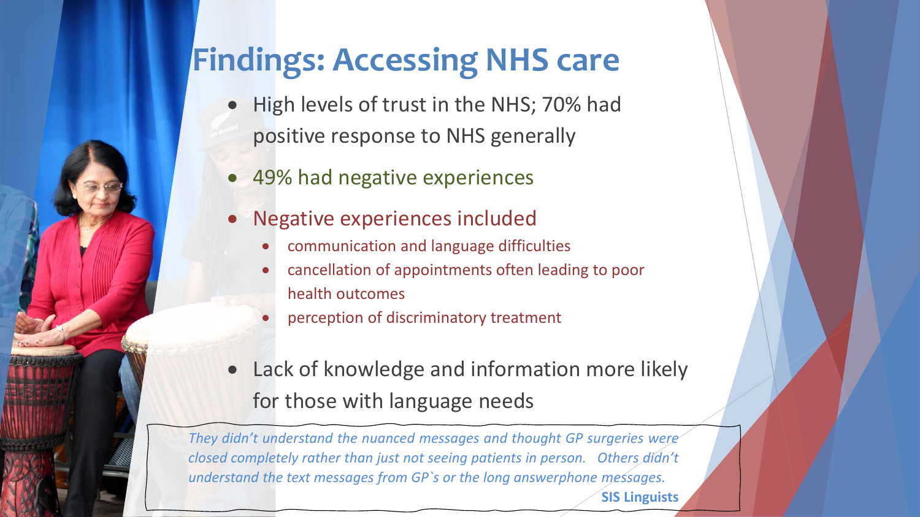# Findings: Accessing NHS care

- High levels of trust in the NHS; 70% had positive response to NHS generally
- 49% had negative experiences
- Negative experiences included
  - communication and language difficulties
  - cancellation of appointments often leading to poor health outcomes
  - perception of discriminatory treatment
- Lack of knowledge and information more likely for those with language needs

> *They didn't understand the nuanced messages and thought GP surgeries were closed completely rather than just not seeing patients in person. Others didn't understand the text messages from GP`s or the long answerphone messages.*
>
> **SIS Linguists**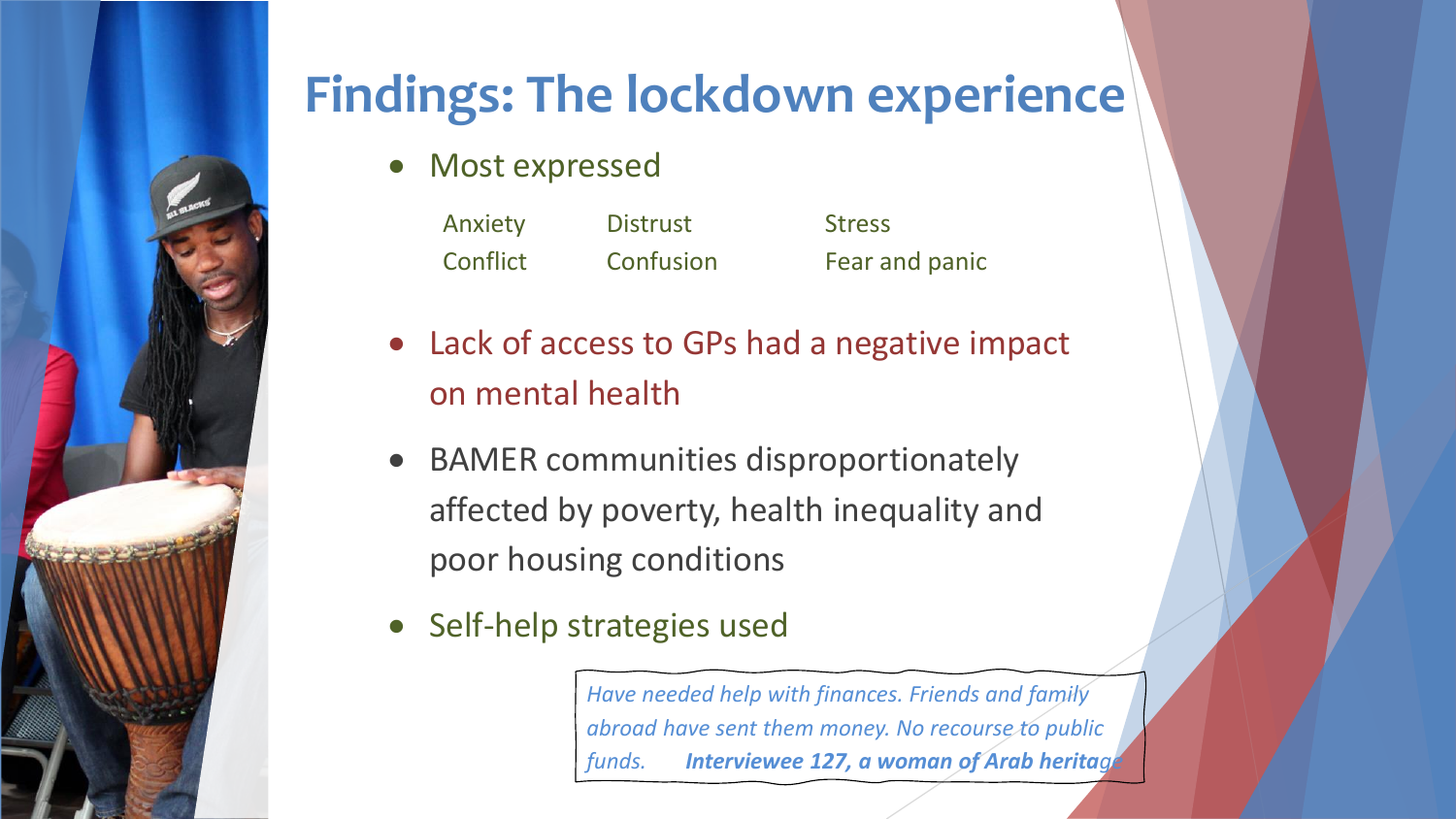# Findings: The lockdown experience

- Most expressed

| Anxiety | Distrust | Stress |
|---|---|---|
| Conflict | Confusion | Fear and panic |

- Lack of access to GPs had a negative impact on mental health
- BAMER communities disproportionately affected by poverty, health inequality and poor housing conditions
- Self-help strategies used

> *Have needed help with finances. Friends and family abroad have sent them money. No recourse to public funds.* ***Interviewee 127, a woman of Arab heritage***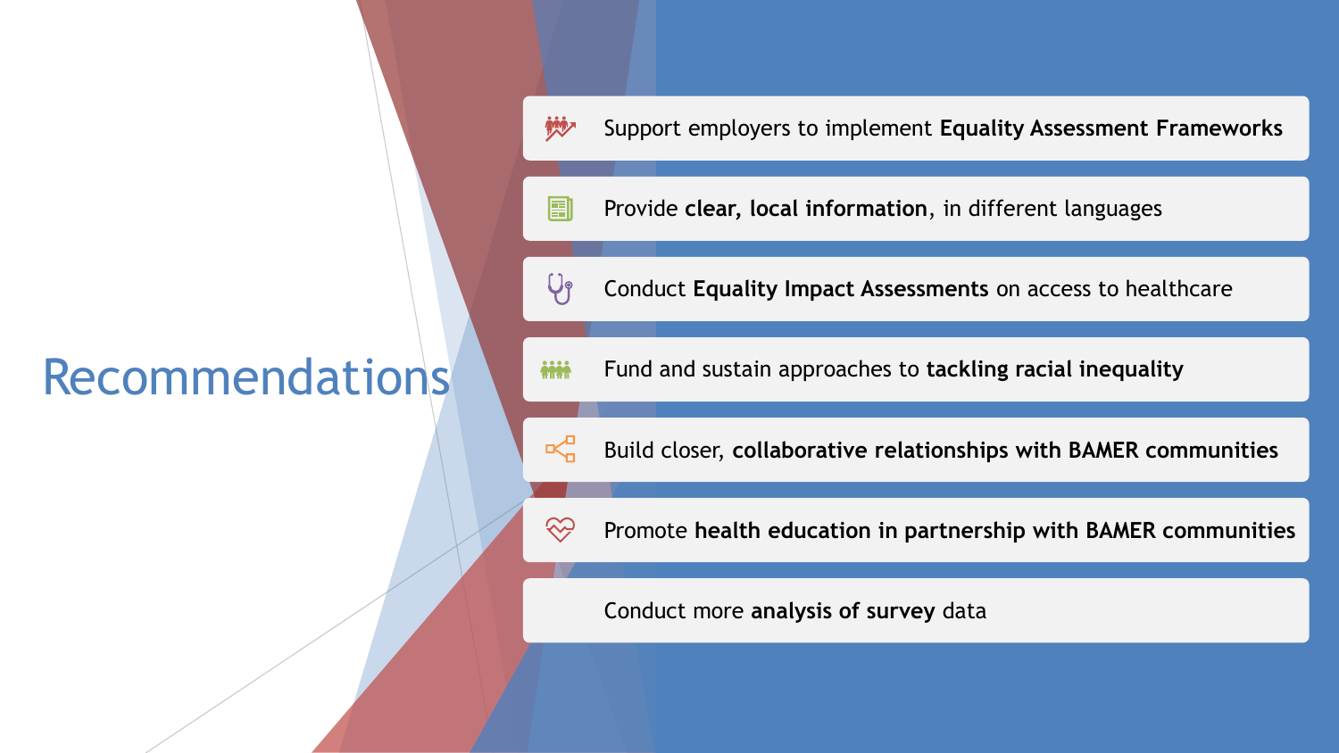# Recommendations

- Support employers to implement **Equality Assessment Frameworks**
- Provide **clear, local information**, in different languages
- Conduct **Equality Impact Assessments** on access to healthcare
- Fund and sustain approaches to **tackling racial inequality**
- Build closer, **collaborative relationships with BAMER communities**
- Promote **health education in partnership with BAMER communities**
- Conduct more **analysis of survey** data